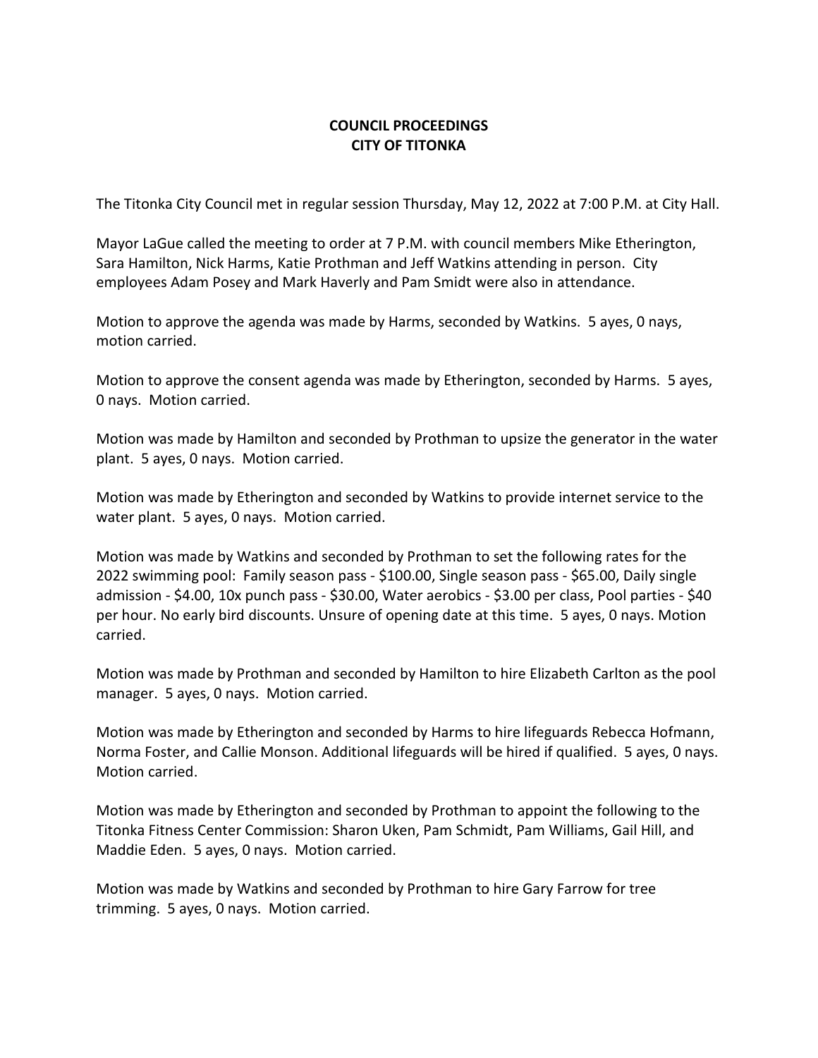**COUNCIL PROCEEDINGS**
**CITY OF TITONKA**

The Titonka City Council met in regular session Thursday, May 12, 2022 at 7:00 P.M. at City Hall.

Mayor LaGue called the meeting to order at 7 P.M. with council members Mike Etherington, Sara Hamilton, Nick Harms, Katie Prothman and Jeff Watkins attending in person. City employees Adam Posey and Mark Haverly and Pam Smidt were also in attendance.

Motion to approve the agenda was made by Harms, seconded by Watkins. 5 ayes, 0 nays, motion carried.

Motion to approve the consent agenda was made by Etherington, seconded by Harms. 5 ayes, 0 nays. Motion carried.

Motion was made by Hamilton and seconded by Prothman to upsize the generator in the water plant. 5 ayes, 0 nays. Motion carried.

Motion was made by Etherington and seconded by Watkins to provide internet service to the water plant. 5 ayes, 0 nays. Motion carried.

Motion was made by Watkins and seconded by Prothman to set the following rates for the 2022 swimming pool: Family season pass - $100.00, Single season pass - $65.00, Daily single admission - $4.00, 10x punch pass - $30.00, Water aerobics - $3.00 per class, Pool parties - $40 per hour. No early bird discounts. Unsure of opening date at this time. 5 ayes, 0 nays. Motion carried.

Motion was made by Prothman and seconded by Hamilton to hire Elizabeth Carlton as the pool manager. 5 ayes, 0 nays. Motion carried.

Motion was made by Etherington and seconded by Harms to hire lifeguards Rebecca Hofmann, Norma Foster, and Callie Monson. Additional lifeguards will be hired if qualified. 5 ayes, 0 nays. Motion carried.

Motion was made by Etherington and seconded by Prothman to appoint the following to the Titonka Fitness Center Commission: Sharon Uken, Pam Schmidt, Pam Williams, Gail Hill, and Maddie Eden. 5 ayes, 0 nays. Motion carried.

Motion was made by Watkins and seconded by Prothman to hire Gary Farrow for tree trimming. 5 ayes, 0 nays. Motion carried.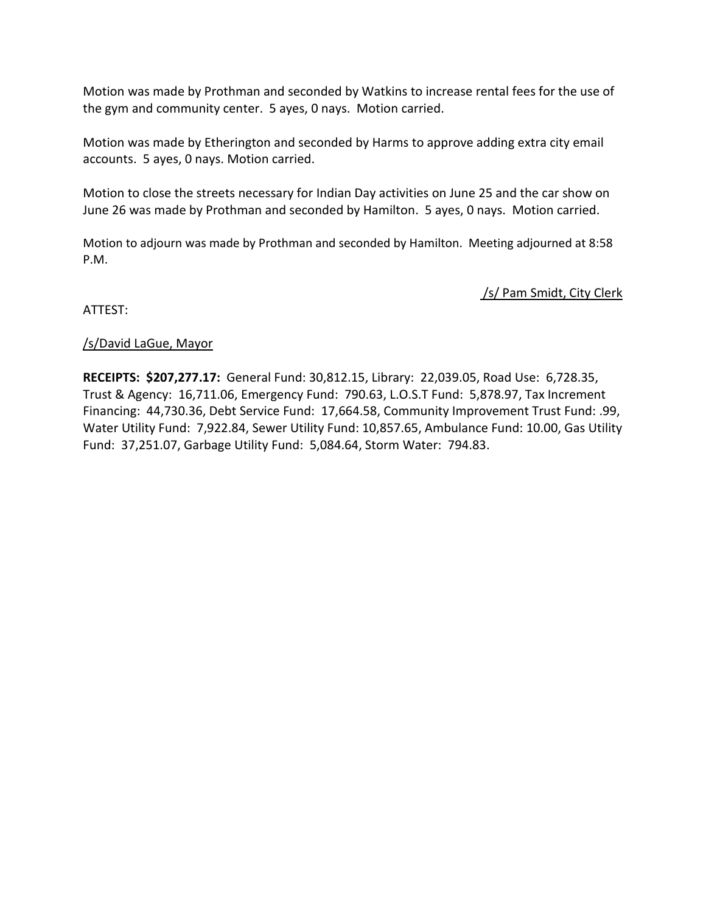Motion was made by Prothman and seconded by Watkins to increase rental fees for the use of the gym and community center. 5 ayes, 0 nays. Motion carried.

Motion was made by Etherington and seconded by Harms to approve adding extra city email accounts. 5 ayes, 0 nays. Motion carried.

Motion to close the streets necessary for Indian Day activities on June 25 and the car show on June 26 was made by Prothman and seconded by Hamilton. 5 ayes, 0 nays. Motion carried.

Motion to adjourn was made by Prothman and seconded by Hamilton. Meeting adjourned at 8:58 P.M.

/s/ Pam Smidt, City Clerk

ATTEST:

/s/David LaGue, Mayor

**RECEIPTS: $207,277.17:** General Fund: 30,812.15, Library: 22,039.05, Road Use: 6,728.35, Trust & Agency: 16,711.06, Emergency Fund: 790.63, L.O.S.T Fund: 5,878.97, Tax Increment Financing: 44,730.36, Debt Service Fund: 17,664.58, Community Improvement Trust Fund: .99, Water Utility Fund: 7,922.84, Sewer Utility Fund: 10,857.65, Ambulance Fund: 10.00, Gas Utility Fund: 37,251.07, Garbage Utility Fund: 5,084.64, Storm Water: 794.83.